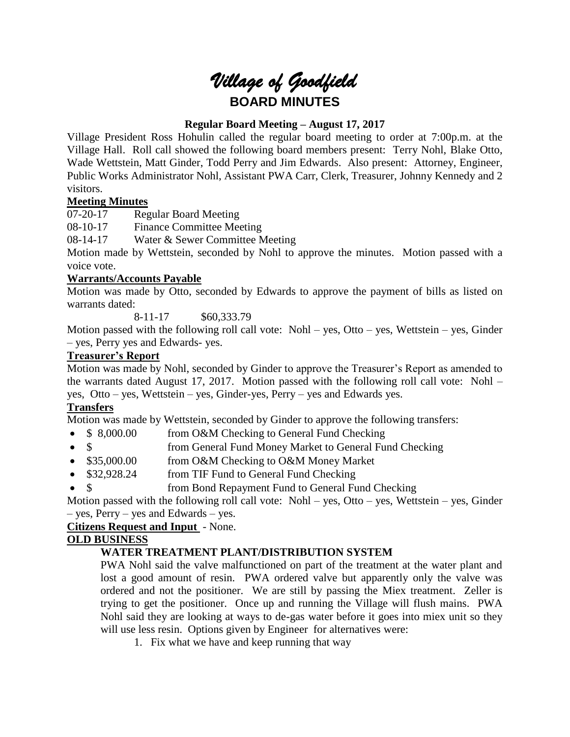# *Village of Goodfield*

## BOARD MINUTES

**Regular Board Meeting – August 17, 2017**

Village President Ross Hohulin called the regular board meeting to order at 7:00p.m. at the Village Hall. Roll call showed the following board members present: Terry Nohl, Blake Otto, Wade Wettstein, Matt Ginder, Todd Perry and Jim Edwards. Also present: Attorney, Engineer, Public Works Administrator Nohl, Assistant PWA Carr, Clerk, Treasurer, Johnny Kennedy and 2 visitors.

**Meeting Minutes**

07-20-17 Regular Board Meeting

08-10-17 Finance Committee Meeting

08-14-17 Water & Sewer Committee Meeting

Motion made by Wettstein, seconded by Nohl to approve the minutes. Motion passed with a voice vote.

**Warrants/Accounts Payable**

Motion was made by Otto, seconded by Edwards to approve the payment of bills as listed on warrants dated:

8-11-17 $60,333.79

Motion passed with the following roll call vote: Nohl – yes, Otto – yes, Wettstein – yes, Ginder – yes, Perry yes and Edwards- yes.

**Treasurer's Report**

Motion was made by Nohl, seconded by Ginder to approve the Treasurer's Report as amended to the warrants dated August 17, 2017. Motion passed with the following roll call vote: Nohl – yes, Otto – yes, Wettstein – yes, Ginder-yes, Perry – yes and Edwards yes.

**Transfers**

Motion was made by Wettstein, seconded by Ginder to approve the following transfers:

- $ 8,000.00 from O&M Checking to General Fund Checking
- $ from General Fund Money Market to General Fund Checking
- $35,000.00 from O&M Checking to O&M Money Market
- $32,928.24 from TIF Fund to General Fund Checking
- $ from Bond Repayment Fund to General Fund Checking

Motion passed with the following roll call vote: Nohl – yes, Otto – yes, Wettstein – yes, Ginder – yes, Perry – yes and Edwards – yes.

**Citizens Request and Input** - None.

**OLD BUSINESS**

**WATER TREATMENT PLANT/DISTRIBUTION SYSTEM**

PWA Nohl said the valve malfunctioned on part of the treatment at the water plant and lost a good amount of resin. PWA ordered valve but apparently only the valve was ordered and not the positioner. We are still by passing the Miex treatment. Zeller is trying to get the positioner. Once up and running the Village will flush mains. PWA Nohl said they are looking at ways to de-gas water before it goes into miex unit so they will use less resin. Options given by Engineer for alternatives were:

1. Fix what we have and keep running that way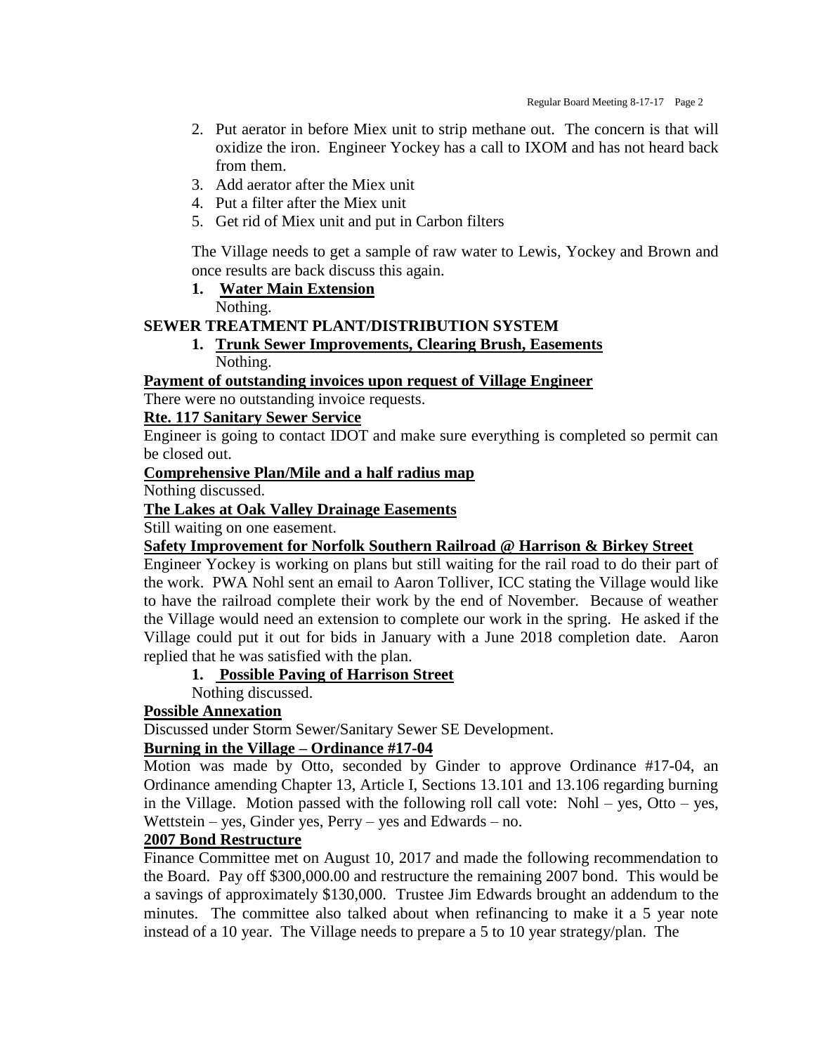2. Put aerator in before Miex unit to strip methane out. The concern is that will oxidize the iron. Engineer Yockey has a call to IXOM and has not heard back from them.
3. Add aerator after the Miex unit
4. Put a filter after the Miex unit
5. Get rid of Miex unit and put in Carbon filters

The Village needs to get a sample of raw water to Lewis, Yockey and Brown and once results are back discuss this again.

1. **Water Main Extension**

   Nothing.

**SEWER TREATMENT PLANT/DISTRIBUTION SYSTEM**

1. **Trunk Sewer Improvements, Clearing Brush, Easements**

   Nothing.

**Payment of outstanding invoices upon request of Village Engineer**

There were no outstanding invoice requests.

**Rte. 117 Sanitary Sewer Service**

Engineer is going to contact IDOT and make sure everything is completed so permit can be closed out.

**Comprehensive Plan/Mile and a half radius map**

Nothing discussed.

**The Lakes at Oak Valley Drainage Easements**

Still waiting on one easement.

**Safety Improvement for Norfolk Southern Railroad @ Harrison & Birkey Street**

Engineer Yockey is working on plans but still waiting for the rail road to do their part of the work. PWA Nohl sent an email to Aaron Tolliver, ICC stating the Village would like to have the railroad complete their work by the end of November. Because of weather the Village would need an extension to complete our work in the spring. He asked if the Village could put it out for bids in January with a June 2018 completion date. Aaron replied that he was satisfied with the plan.

1. **Possible Paving of Harrison Street**

   Nothing discussed.

**Possible Annexation**

Discussed under Storm Sewer/Sanitary Sewer SE Development.

**Burning in the Village – Ordinance #17-04**

Motion was made by Otto, seconded by Ginder to approve Ordinance #17-04, an Ordinance amending Chapter 13, Article I, Sections 13.101 and 13.106 regarding burning in the Village. Motion passed with the following roll call vote: Nohl – yes, Otto – yes, Wettstein – yes, Ginder yes, Perry – yes and Edwards – no.

**2007 Bond Restructure**

Finance Committee met on August 10, 2017 and made the following recommendation to the Board. Pay off $300,000.00 and restructure the remaining 2007 bond. This would be a savings of approximately $130,000. Trustee Jim Edwards brought an addendum to the minutes. The committee also talked about when refinancing to make it a 5 year note instead of a 10 year. The Village needs to prepare a 5 to 10 year strategy/plan. The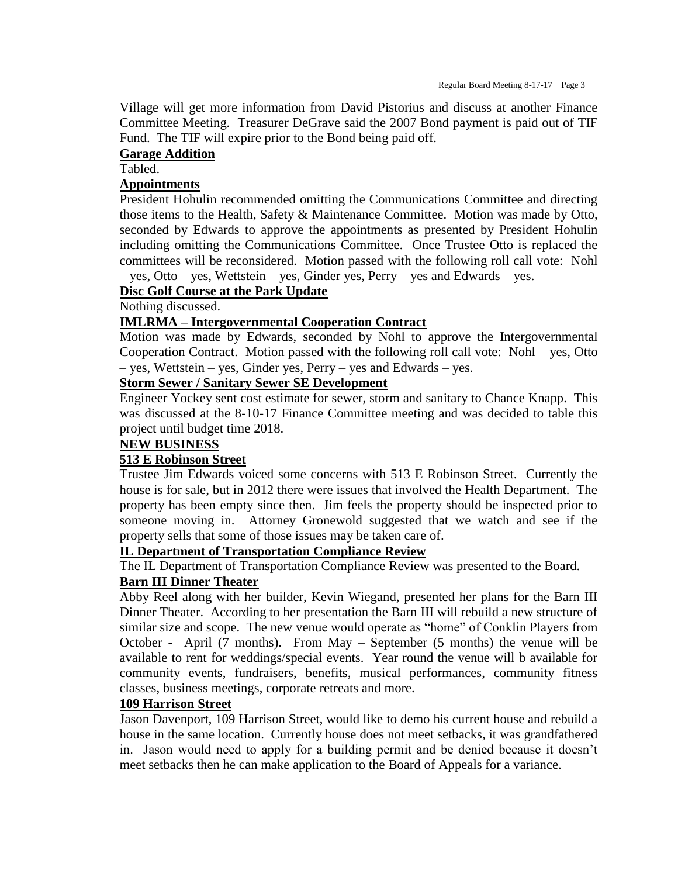Village will get more information from David Pistorius and discuss at another Finance Committee Meeting. Treasurer DeGrave said the 2007 Bond payment is paid out of TIF Fund. The TIF will expire prior to the Bond being paid off.

**Garage Addition**

Tabled.

**Appointments**

President Hohulin recommended omitting the Communications Committee and directing those items to the Health, Safety & Maintenance Committee. Motion was made by Otto, seconded by Edwards to approve the appointments as presented by President Hohulin including omitting the Communications Committee. Once Trustee Otto is replaced the committees will be reconsidered. Motion passed with the following roll call vote: Nohl – yes, Otto – yes, Wettstein – yes, Ginder yes, Perry – yes and Edwards – yes.

**Disc Golf Course at the Park Update**

Nothing discussed.

**IMLRMA – Intergovernmental Cooperation Contract**

Motion was made by Edwards, seconded by Nohl to approve the Intergovernmental Cooperation Contract. Motion passed with the following roll call vote: Nohl – yes, Otto – yes, Wettstein – yes, Ginder yes, Perry – yes and Edwards – yes.

**Storm Sewer / Sanitary Sewer SE Development**

Engineer Yockey sent cost estimate for sewer, storm and sanitary to Chance Knapp. This was discussed at the 8-10-17 Finance Committee meeting and was decided to table this project until budget time 2018.

**NEW BUSINESS**

**513 E Robinson Street**

Trustee Jim Edwards voiced some concerns with 513 E Robinson Street. Currently the house is for sale, but in 2012 there were issues that involved the Health Department. The property has been empty since then. Jim feels the property should be inspected prior to someone moving in. Attorney Gronewold suggested that we watch and see if the property sells that some of those issues may be taken care of.

**IL Department of Transportation Compliance Review**

The IL Department of Transportation Compliance Review was presented to the Board.

**Barn III Dinner Theater**

Abby Reel along with her builder, Kevin Wiegand, presented her plans for the Barn III Dinner Theater. According to her presentation the Barn III will rebuild a new structure of similar size and scope. The new venue would operate as "home" of Conklin Players from October - April (7 months). From May – September (5 months) the venue will be available to rent for weddings/special events. Year round the venue will b available for community events, fundraisers, benefits, musical performances, community fitness classes, business meetings, corporate retreats and more.

**109 Harrison Street**

Jason Davenport, 109 Harrison Street, would like to demo his current house and rebuild a house in the same location. Currently house does not meet setbacks, it was grandfathered in. Jason would need to apply for a building permit and be denied because it doesn't meet setbacks then he can make application to the Board of Appeals for a variance.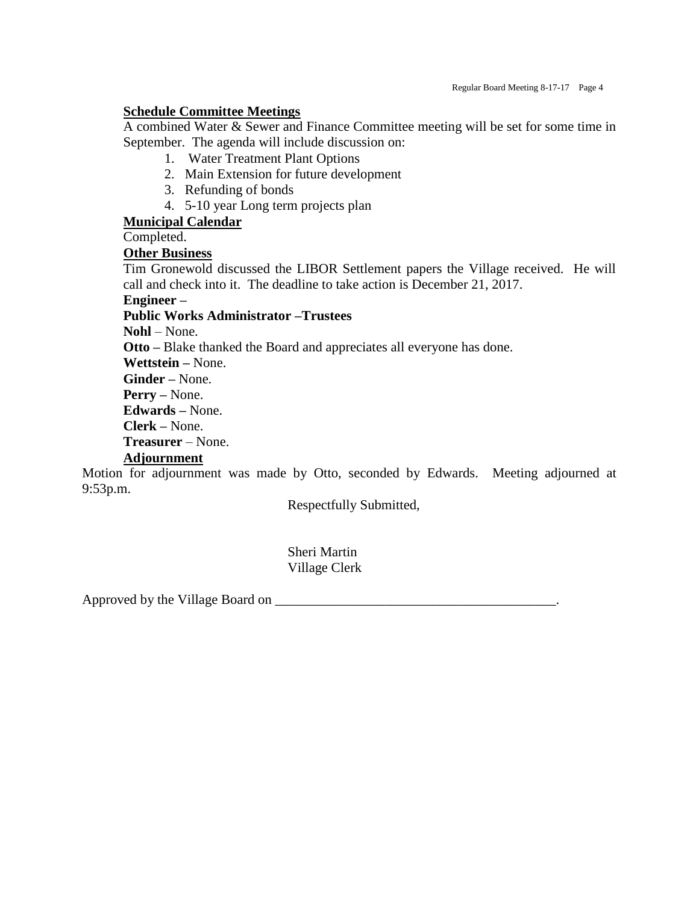**Schedule Committee Meetings**

A combined Water & Sewer and Finance Committee meeting will be set for some time in September. The agenda will include discussion on:

1. Water Treatment Plant Options
2. Main Extension for future development
3. Refunding of bonds
4. 5-10 year Long term projects plan

**Municipal Calendar**

Completed.

**Other Business**

Tim Gronewold discussed the LIBOR Settlement papers the Village received. He will call and check into it. The deadline to take action is December 21, 2017.

**Engineer –**

**Public Works Administrator –Trustees**

**Nohl** – None.

**Otto –** Blake thanked the Board and appreciates all everyone has done.

**Wettstein –** None.

**Ginder –** None.

**Perry –** None.

**Edwards –** None.

**Clerk –** None.

**Treasurer** – None.

**Adjournment**

Motion for adjournment was made by Otto, seconded by Edwards. Meeting adjourned at 9:53p.m.

Respectfully Submitted,

Sheri Martin
Village Clerk

Approved by the Village Board on \_\_\_\_\_\_\_\_\_\_\_\_\_\_\_\_\_\_\_\_\_\_\_\_\_\_\_\_\_\_\_\_\_\_\_\_\_\_\_\_.